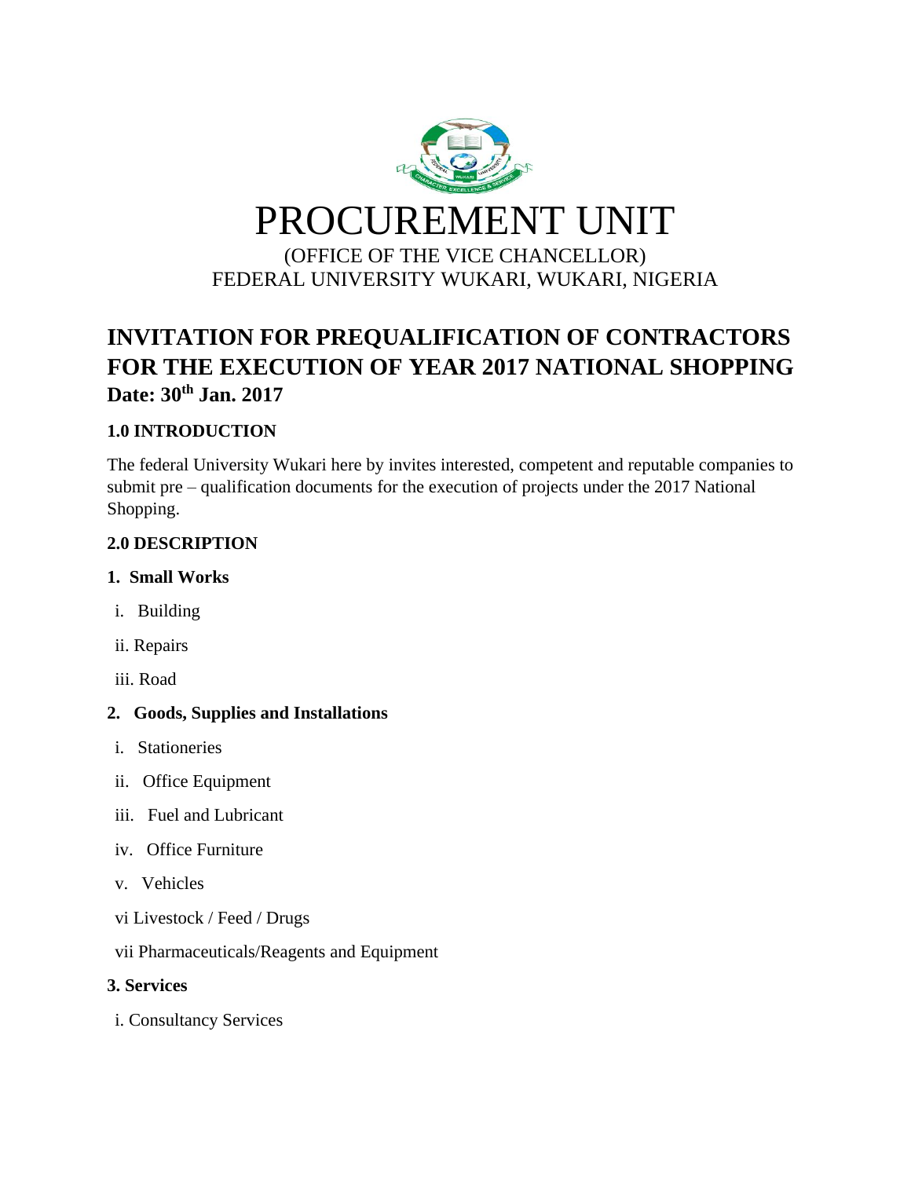# PROCUREMENT UNIT

(OFFICE OF THE VICE CHANCELLOR)
FEDERAL UNIVERSITY WUKARI, WUKARI, NIGERIA

## INVITATION FOR PREQUALIFICATION OF CONTRACTORS FOR THE EXECUTION OF YEAR 2017 NATIONAL SHOPPING

**Date: 30th Jan. 2017**

### 1.0 INTRODUCTION

The federal University Wukari here by invites interested, competent and reputable companies to submit pre – qualification documents for the execution of projects under the 2017 National Shopping.

### 2.0 DESCRIPTION

**1. Small Works**

i. Building

ii. Repairs

iii. Road

**2. Goods, Supplies and Installations**

i. Stationeries

ii. Office Equipment

iii. Fuel and Lubricant

iv. Office Furniture

v. Vehicles

vi Livestock / Feed / Drugs

vii Pharmaceuticals/Reagents and Equipment

**3. Services**

i. Consultancy Services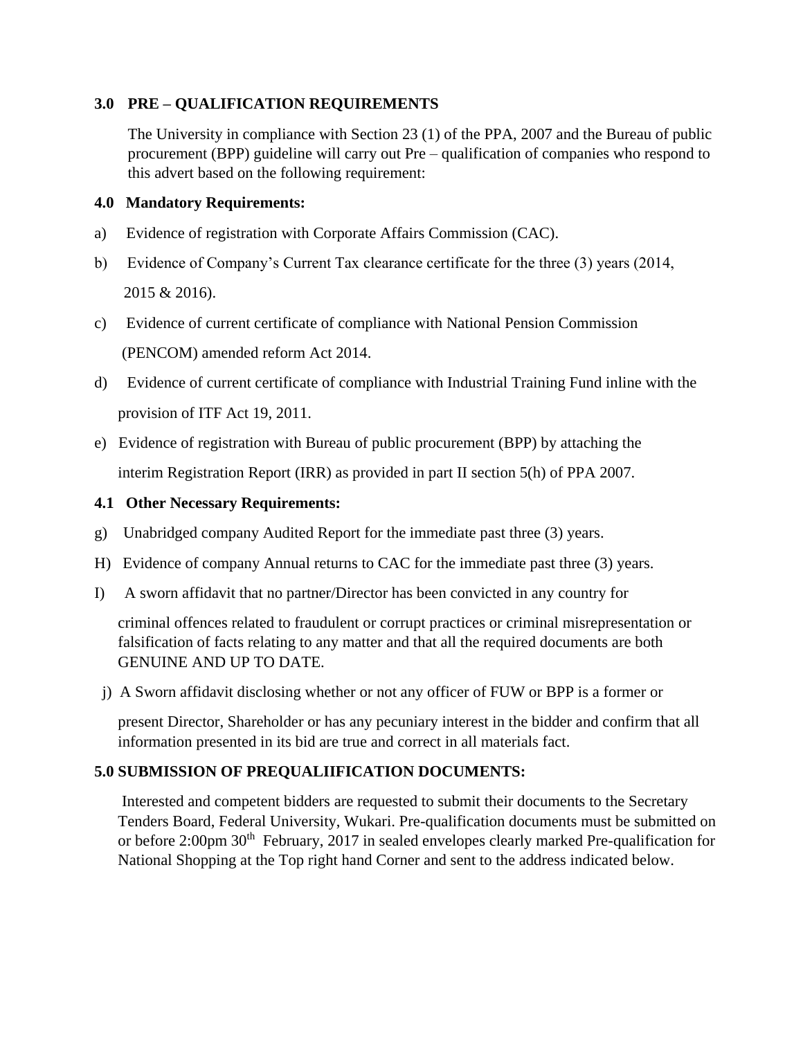## 3.0 PRE – QUALIFICATION REQUIREMENTS

The University in compliance with Section 23 (1) of the PPA, 2007 and the Bureau of public procurement (BPP) guideline will carry out Pre – qualification of companies who respond to this advert based on the following requirement:

## 4.0 Mandatory Requirements:

a) Evidence of registration with Corporate Affairs Commission (CAC).

b) Evidence of Company's Current Tax clearance certificate for the three (3) years (2014, 2015 & 2016).

c) Evidence of current certificate of compliance with National Pension Commission (PENCOM) amended reform Act 2014.

d) Evidence of current certificate of compliance with Industrial Training Fund inline with the provision of ITF Act 19, 2011.

e) Evidence of registration with Bureau of public procurement (BPP) by attaching the interim Registration Report (IRR) as provided in part II section 5(h) of PPA 2007.

## 4.1 Other Necessary Requirements:

g) Unabridged company Audited Report for the immediate past three (3) years.

H) Evidence of company Annual returns to CAC for the immediate past three (3) years.

I) A sworn affidavit that no partner/Director has been convicted in any country for criminal offences related to fraudulent or corrupt practices or criminal misrepresentation or falsification of facts relating to any matter and that all the required documents are both GENUINE AND UP TO DATE.

j) A Sworn affidavit disclosing whether or not any officer of FUW or BPP is a former or present Director, Shareholder or has any pecuniary interest in the bidder and confirm that all information presented in its bid are true and correct in all materials fact.

## 5.0 SUBMISSION OF PREQUALIIFICATION DOCUMENTS:

Interested and competent bidders are requested to submit their documents to the Secretary Tenders Board, Federal University, Wukari. Pre-qualification documents must be submitted on or before 2:00pm 30th February, 2017 in sealed envelopes clearly marked Pre-qualification for National Shopping at the Top right hand Corner and sent to the address indicated below.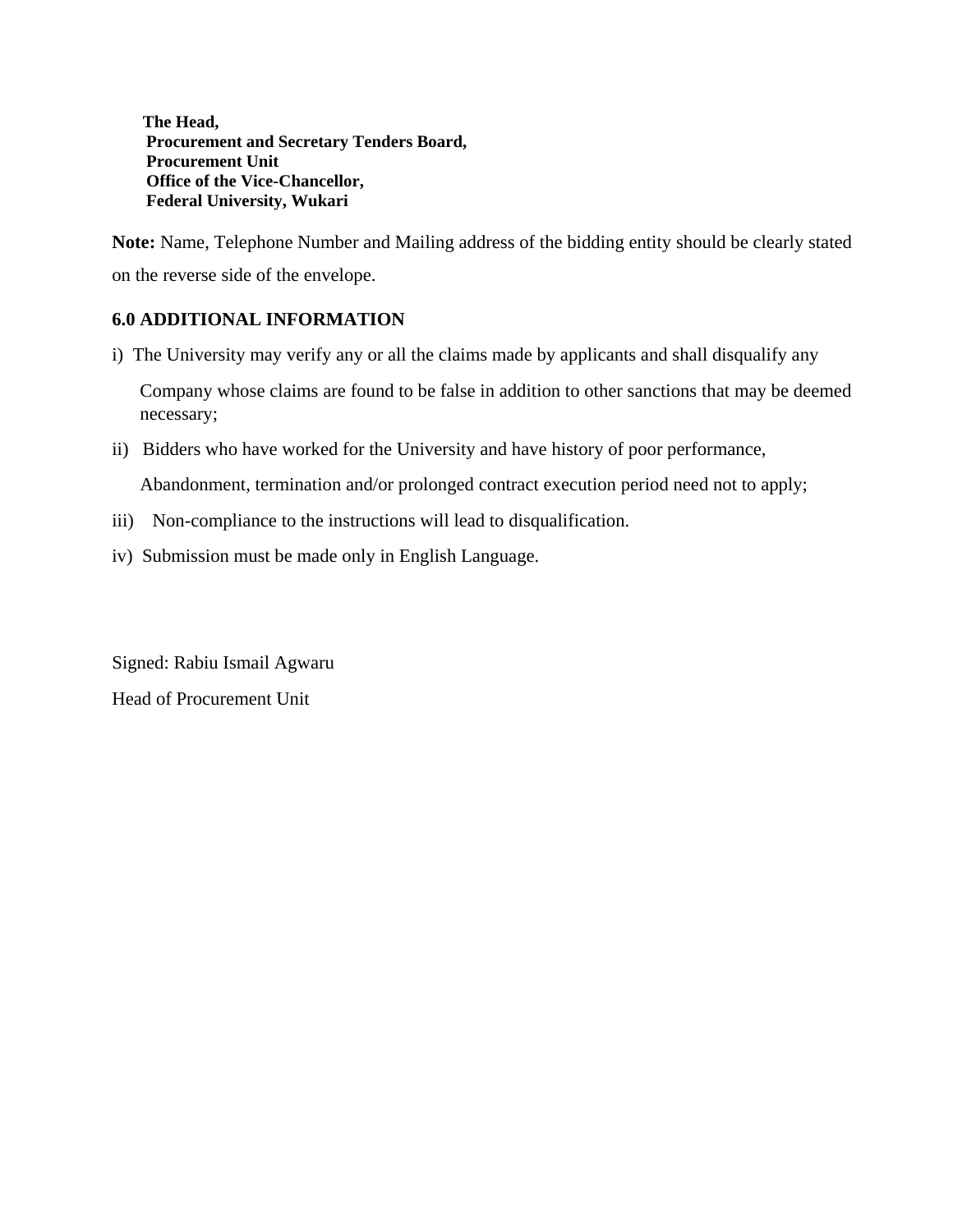**The Head,**
**Procurement and Secretary Tenders Board,**
**Procurement Unit**
**Office of the Vice-Chancellor,**
**Federal University, Wukari**

**Note:** Name, Telephone Number and Mailing address of the bidding entity should be clearly stated on the reverse side of the envelope.

## 6.0 ADDITIONAL INFORMATION

i) The University may verify any or all the claims made by applicants and shall disqualify any Company whose claims are found to be false in addition to other sanctions that may be deemed necessary;

ii) Bidders who have worked for the University and have history of poor performance, Abandonment, termination and/or prolonged contract execution period need not to apply;

iii) Non-compliance to the instructions will lead to disqualification.

iv) Submission must be made only in English Language.

Signed: Rabiu Ismail Agwaru

Head of Procurement Unit